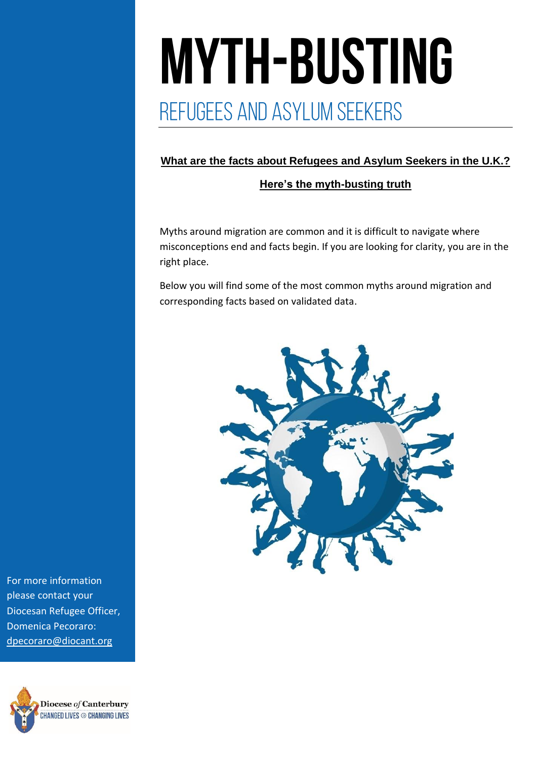# MYTH-BUSTING

## REFUGEES AND ASYLUM SEEKERS

**What are the facts about Refugees and Asylum Seekers in the U.K.?**

**Here's the myth-busting truth**

Myths around migration are common and it is difficult to navigate where misconceptions end and facts begin. If you are looking for clarity, you are in the right place.

Below you will find some of the most common myths around migration and corresponding facts based on validated data.

For more information please contact your Diocesan Refugee Officer, Domenica Pecoraro: dpecoraro@diocant.org

Diocese *of* Canterbury
CHANGED LIVES CHANGING LIVES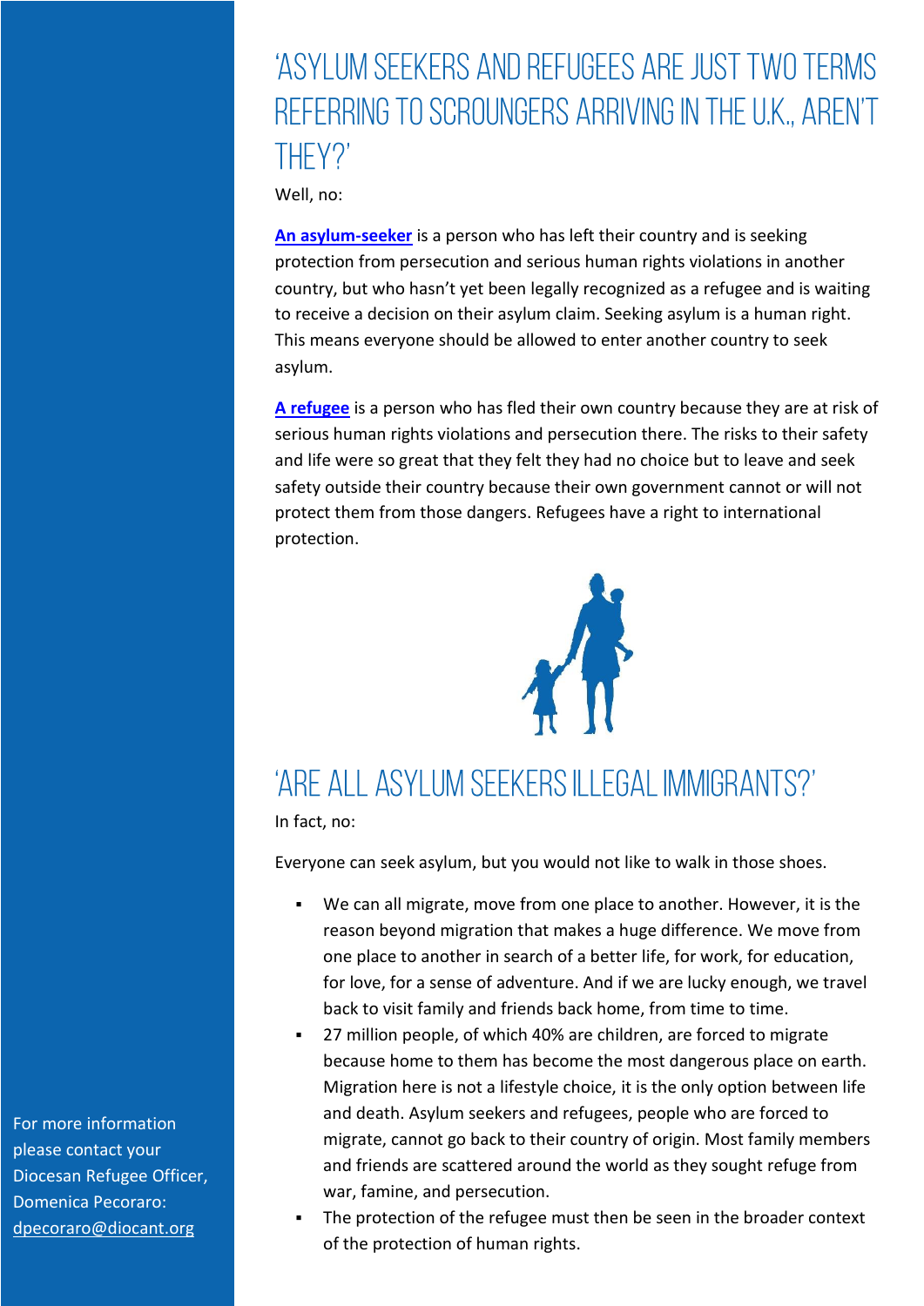# 'Asylum seekers and refugees are just two terms referring to scroungers arriving in the U.K., aren't they?'

Well, no:

**An asylum-seeker** is a person who has left their country and is seeking protection from persecution and serious human rights violations in another country, but who hasn't yet been legally recognized as a refugee and is waiting to receive a decision on their asylum claim. Seeking asylum is a human right. This means everyone should be allowed to enter another country to seek asylum.

**A refugee** is a person who has fled their own country because they are at risk of serious human rights violations and persecution there. The risks to their safety and life were so great that they felt they had no choice but to leave and seek safety outside their country because their own government cannot or will not protect them from those dangers. Refugees have a right to international protection.

# 'Are all asylum seekers illegal immigrants?'

In fact, no:

Everyone can seek asylum, but you would not like to walk in those shoes.

- We can all migrate, move from one place to another. However, it is the reason beyond migration that makes a huge difference. We move from one place to another in search of a better life, for work, for education, for love, for a sense of adventure. And if we are lucky enough, we travel back to visit family and friends back home, from time to time.
- 27 million people, of which 40% are children, are forced to migrate because home to them has become the most dangerous place on earth. Migration here is not a lifestyle choice, it is the only option between life and death. Asylum seekers and refugees, people who are forced to migrate, cannot go back to their country of origin. Most family members and friends are scattered around the world as they sought refuge from war, famine, and persecution.
- The protection of the refugee must then be seen in the broader context of the protection of human rights.

For more information please contact your Diocesan Refugee Officer, Domenica Pecoraro: dpecoraro@diocant.org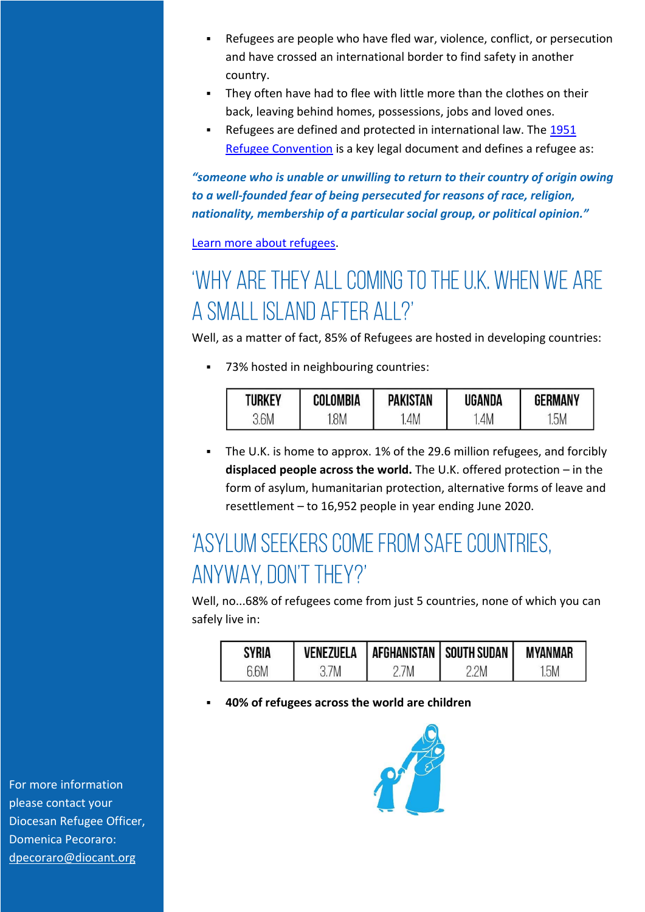- Refugees are people who have fled war, violence, conflict, or persecution and have crossed an international border to find safety in another country.
- They often have had to flee with little more than the clothes on their back, leaving behind homes, possessions, jobs and loved ones.
- Refugees are defined and protected in international law. The [1951 Refugee Convention]() is a key legal document and defines a refugee as:

***"someone who is unable or unwilling to return to their country of origin owing to a well-founded fear of being persecuted for reasons of race, religion, nationality, membership of a particular social group, or political opinion."***

[Learn more about refugees]().

## 'WHY ARE THEY ALL COMING TO THE U.K. WHEN WE ARE A SMALL ISLAND AFTER ALL?'

Well, as a matter of fact, 85% of Refugees are hosted in developing countries:

- 73% hosted in neighbouring countries:

| TURKEY | COLOMBIA | PAKISTAN | UGANDA | GERMANY |
|---|---|---|---|---|
| 3.6M | 1.8M | 1.4M | 1.4M | 1.5M |

- The U.K. is home to approx. 1% of the 29.6 million refugees, and forcibly **displaced people across the world.** The U.K. offered protection – in the form of asylum, humanitarian protection, alternative forms of leave and resettlement – to 16,952 people in year ending June 2020.

## 'ASYLUM SEEKERS COME FROM SAFE COUNTRIES, ANYWAY, DON'T THEY?'

Well, no...68% of refugees come from just 5 countries, none of which you can safely live in:

| SYRIA | VENEZUELA | AFGHANISTAN | SOUTH SUDAN | MYANMAR |
|---|---|---|---|---|
| 6.6M | 3.7M | 2.7M | 2.2M | 1.5M |

- **40% of refugees across the world are children**

For more information please contact your Diocesan Refugee Officer, Domenica Pecoraro: [dpecoraro@diocant.org]()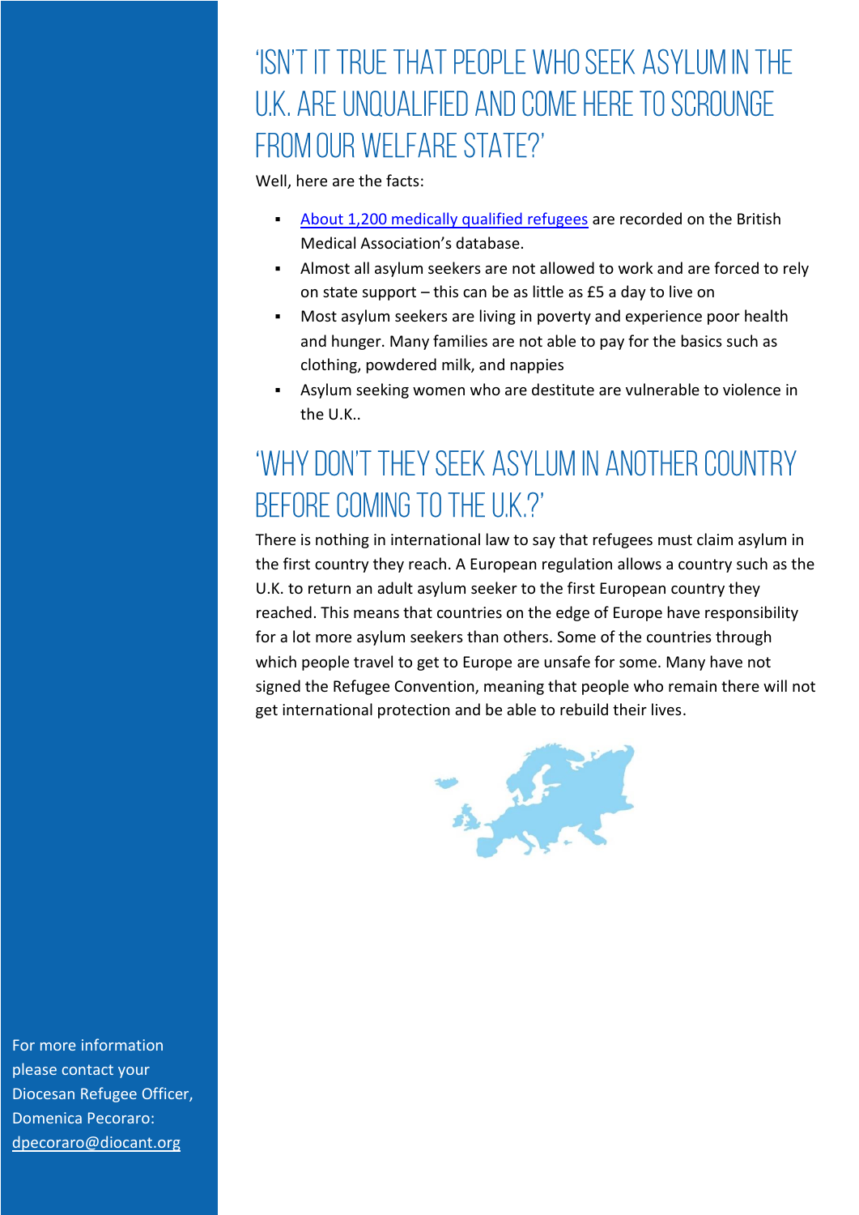## 'Isn't it true that people who seek asylum in the U.K. are unqualified and come here to scrounge from our welfare state?'

Well, here are the facts:

- [About 1,200 medically qualified refugees] are recorded on the British Medical Association's database.
- Almost all asylum seekers are not allowed to work and are forced to rely on state support – this can be as little as £5 a day to live on
- Most asylum seekers are living in poverty and experience poor health and hunger. Many families are not able to pay for the basics such as clothing, powdered milk, and nappies
- Asylum seeking women who are destitute are vulnerable to violence in the U.K..

## 'Why don't they seek asylum in another country before coming to the U.K.?'

There is nothing in international law to say that refugees must claim asylum in the first country they reach. A European regulation allows a country such as the U.K. to return an adult asylum seeker to the first European country they reached. This means that countries on the edge of Europe have responsibility for a lot more asylum seekers than others. Some of the countries through which people travel to get to Europe are unsafe for some. Many have not signed the Refugee Convention, meaning that people who remain there will not get international protection and be able to rebuild their lives.

For more information please contact your Diocesan Refugee Officer, Domenica Pecoraro: dpecoraro@diocant.org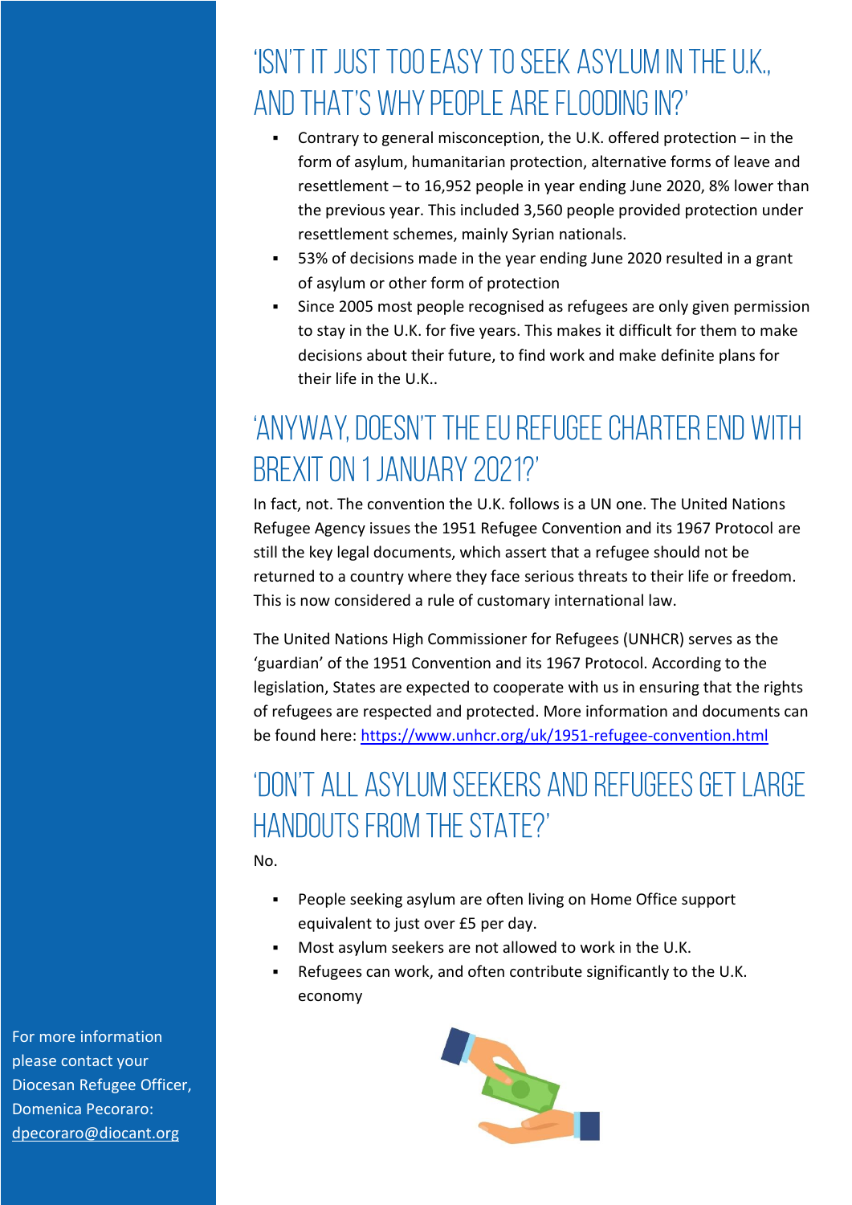## 'Isn't it just too easy to seek asylum in the U.K., and that's why people are flooding in?'

- Contrary to general misconception, the U.K. offered protection – in the form of asylum, humanitarian protection, alternative forms of leave and resettlement – to 16,952 people in year ending June 2020, 8% lower than the previous year. This included 3,560 people provided protection under resettlement schemes, mainly Syrian nationals.
- 53% of decisions made in the year ending June 2020 resulted in a grant of asylum or other form of protection
- Since 2005 most people recognised as refugees are only given permission to stay in the U.K. for five years. This makes it difficult for them to make decisions about their future, to find work and make definite plans for their life in the U.K..

## 'Anyway, doesn't the EU Refugee Charter end with Brexit on 1 January 2021?'

In fact, not. The convention the U.K. follows is a UN one. The United Nations Refugee Agency issues the 1951 Refugee Convention and its 1967 Protocol are still the key legal documents, which assert that a refugee should not be returned to a country where they face serious threats to their life or freedom. This is now considered a rule of customary international law.

The United Nations High Commissioner for Refugees (UNHCR) serves as the 'guardian' of the 1951 Convention and its 1967 Protocol. According to the legislation, States are expected to cooperate with us in ensuring that the rights of refugees are respected and protected. More information and documents can be found here: https://www.unhcr.org/uk/1951-refugee-convention.html

## 'Don't all asylum seekers and refugees get large handouts from the state?'

No.

- People seeking asylum are often living on Home Office support equivalent to just over £5 per day.
- Most asylum seekers are not allowed to work in the U.K.
- Refugees can work, and often contribute significantly to the U.K. economy

For more information please contact your Diocesan Refugee Officer, Domenica Pecoraro: dpecoraro@diocant.org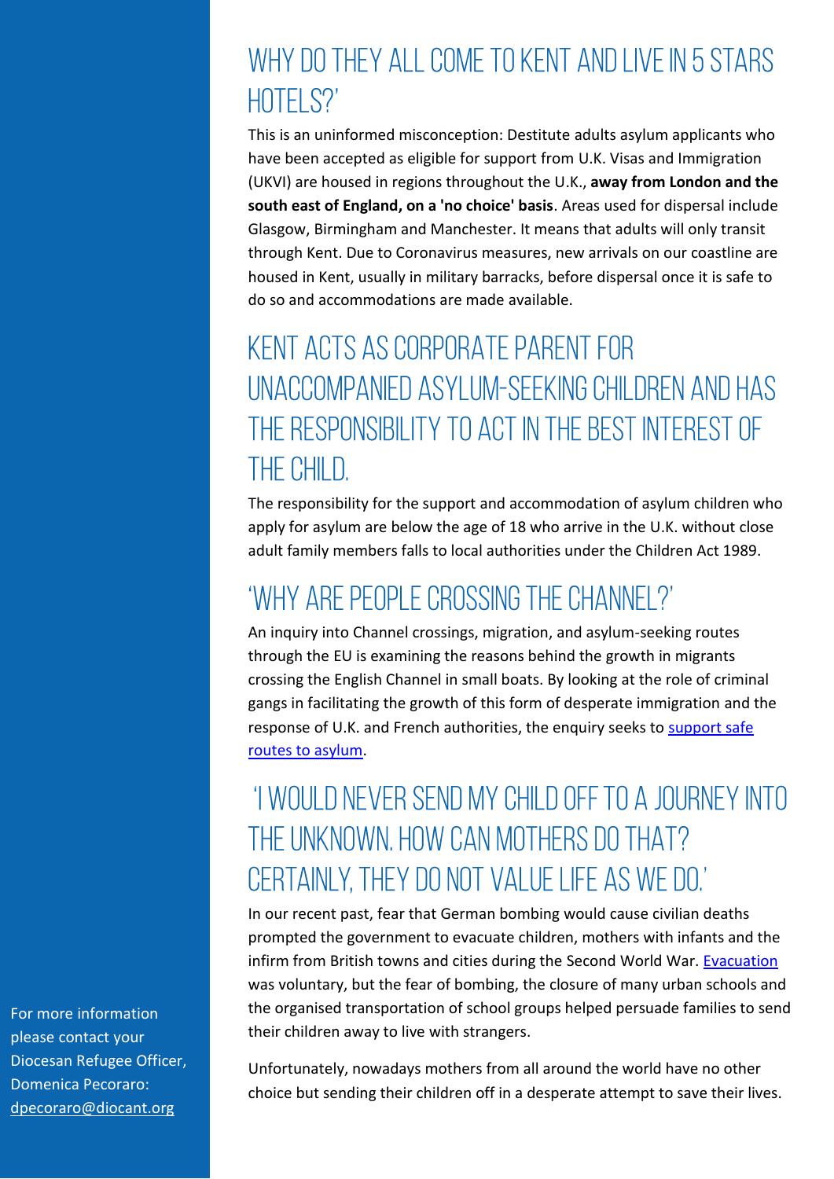## Why do they all come to Kent and live in 5 stars hotels?'

This is an uninformed misconception: Destitute adults asylum applicants who have been accepted as eligible for support from U.K. Visas and Immigration (UKVI) are housed in regions throughout the U.K., **away from London and the south east of England, on a 'no choice' basis**. Areas used for dispersal include Glasgow, Birmingham and Manchester. It means that adults will only transit through Kent. Due to Coronavirus measures, new arrivals on our coastline are housed in Kent, usually in military barracks, before dispersal once it is safe to do so and accommodations are made available.

## Kent acts as corporate parent for unaccompanied asylum-seeking children and has the responsibility to act in the best interest of the child.

The responsibility for the support and accommodation of asylum children who apply for asylum are below the age of 18 who arrive in the U.K. without close adult family members falls to local authorities under the Children Act 1989.

## 'Why are people crossing the Channel?'

An inquiry into Channel crossings, migration, and asylum-seeking routes through the EU is examining the reasons behind the growth in migrants crossing the English Channel in small boats. By looking at the role of criminal gangs in facilitating the growth of this form of desperate immigration and the response of U.K. and French authorities, the enquiry seeks to support safe routes to asylum.

## 'I would never send my child off to a journey into the unknown. How can mothers do that? Certainly, they do not value life as we do.'

In our recent past, fear that German bombing would cause civilian deaths prompted the government to evacuate children, mothers with infants and the infirm from British towns and cities during the Second World War. Evacuation was voluntary, but the fear of bombing, the closure of many urban schools and the organised transportation of school groups helped persuade families to send their children away to live with strangers.

Unfortunately, nowadays mothers from all around the world have no other choice but sending their children off in a desperate attempt to save their lives.

For more information please contact your Diocesan Refugee Officer, Domenica Pecoraro: dpecoraro@diocant.org